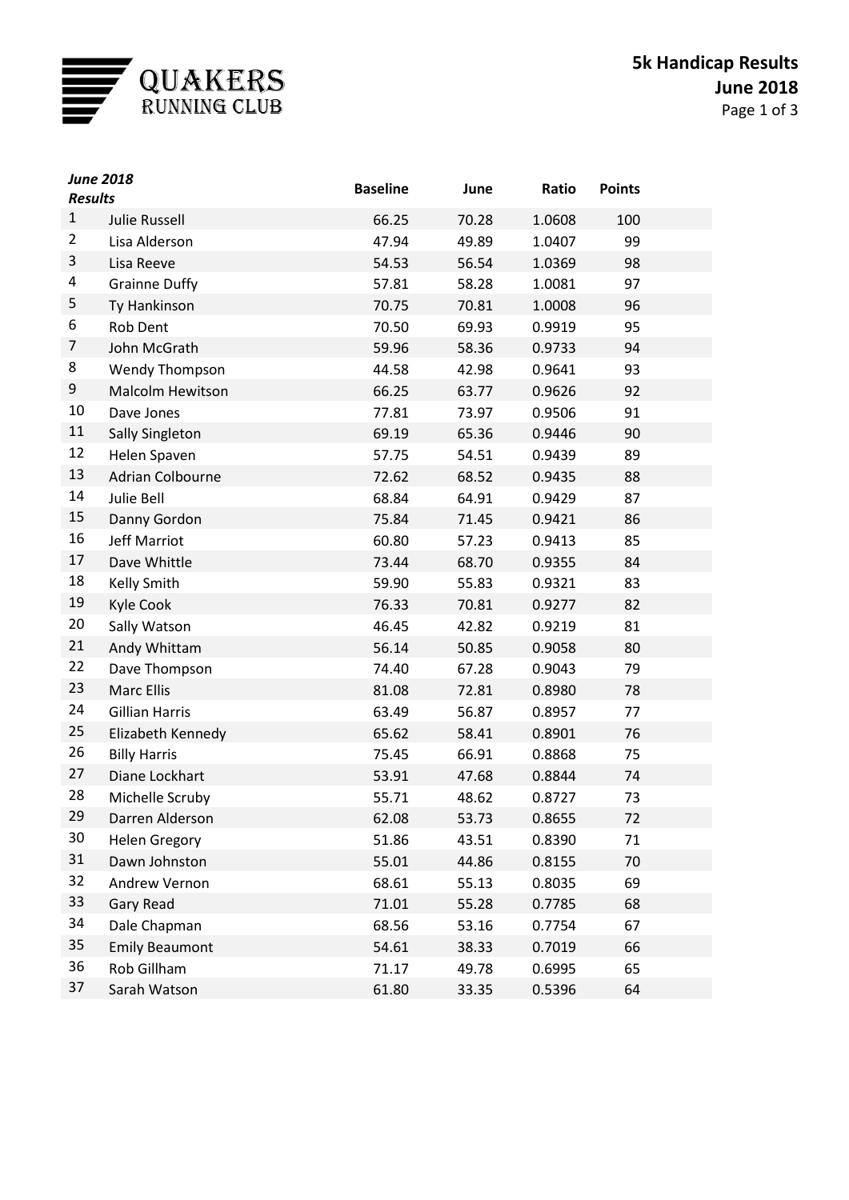# QUAKERS RUNNING CLUB

## 5k Handicap Results
## June 2018

| ***June 2018 Results*** | | Baseline | June | Ratio | Points |
|---|---|---|---|---|---|
| 1 | Julie Russell | 66.25 | 70.28 | 1.0608 | 100 |
| 2 | Lisa Alderson | 47.94 | 49.89 | 1.0407 | 99 |
| 3 | Lisa Reeve | 54.53 | 56.54 | 1.0369 | 98 |
| 4 | Grainne Duffy | 57.81 | 58.28 | 1.0081 | 97 |
| 5 | Ty Hankinson | 70.75 | 70.81 | 1.0008 | 96 |
| 6 | Rob Dent | 70.50 | 69.93 | 0.9919 | 95 |
| 7 | John McGrath | 59.96 | 58.36 | 0.9733 | 94 |
| 8 | Wendy Thompson | 44.58 | 42.98 | 0.9641 | 93 |
| 9 | Malcolm Hewitson | 66.25 | 63.77 | 0.9626 | 92 |
| 10 | Dave Jones | 77.81 | 73.97 | 0.9506 | 91 |
| 11 | Sally Singleton | 69.19 | 65.36 | 0.9446 | 90 |
| 12 | Helen Spaven | 57.75 | 54.51 | 0.9439 | 89 |
| 13 | Adrian Colbourne | 72.62 | 68.52 | 0.9435 | 88 |
| 14 | Julie Bell | 68.84 | 64.91 | 0.9429 | 87 |
| 15 | Danny Gordon | 75.84 | 71.45 | 0.9421 | 86 |
| 16 | Jeff Marriot | 60.80 | 57.23 | 0.9413 | 85 |
| 17 | Dave Whittle | 73.44 | 68.70 | 0.9355 | 84 |
| 18 | Kelly Smith | 59.90 | 55.83 | 0.9321 | 83 |
| 19 | Kyle Cook | 76.33 | 70.81 | 0.9277 | 82 |
| 20 | Sally Watson | 46.45 | 42.82 | 0.9219 | 81 |
| 21 | Andy Whittam | 56.14 | 50.85 | 0.9058 | 80 |
| 22 | Dave Thompson | 74.40 | 67.28 | 0.9043 | 79 |
| 23 | Marc Ellis | 81.08 | 72.81 | 0.8980 | 78 |
| 24 | Gillian Harris | 63.49 | 56.87 | 0.8957 | 77 |
| 25 | Elizabeth Kennedy | 65.62 | 58.41 | 0.8901 | 76 |
| 26 | Billy Harris | 75.45 | 66.91 | 0.8868 | 75 |
| 27 | Diane Lockhart | 53.91 | 47.68 | 0.8844 | 74 |
| 28 | Michelle Scruby | 55.71 | 48.62 | 0.8727 | 73 |
| 29 | Darren Alderson | 62.08 | 53.73 | 0.8655 | 72 |
| 30 | Helen Gregory | 51.86 | 43.51 | 0.8390 | 71 |
| 31 | Dawn Johnston | 55.01 | 44.86 | 0.8155 | 70 |
| 32 | Andrew Vernon | 68.61 | 55.13 | 0.8035 | 69 |
| 33 | Gary Read | 71.01 | 55.28 | 0.7785 | 68 |
| 34 | Dale Chapman | 68.56 | 53.16 | 0.7754 | 67 |
| 35 | Emily Beaumont | 54.61 | 38.33 | 0.7019 | 66 |
| 36 | Rob Gillham | 71.17 | 49.78 | 0.6995 | 65 |
| 37 | Sarah Watson | 61.80 | 33.35 | 0.5396 | 64 |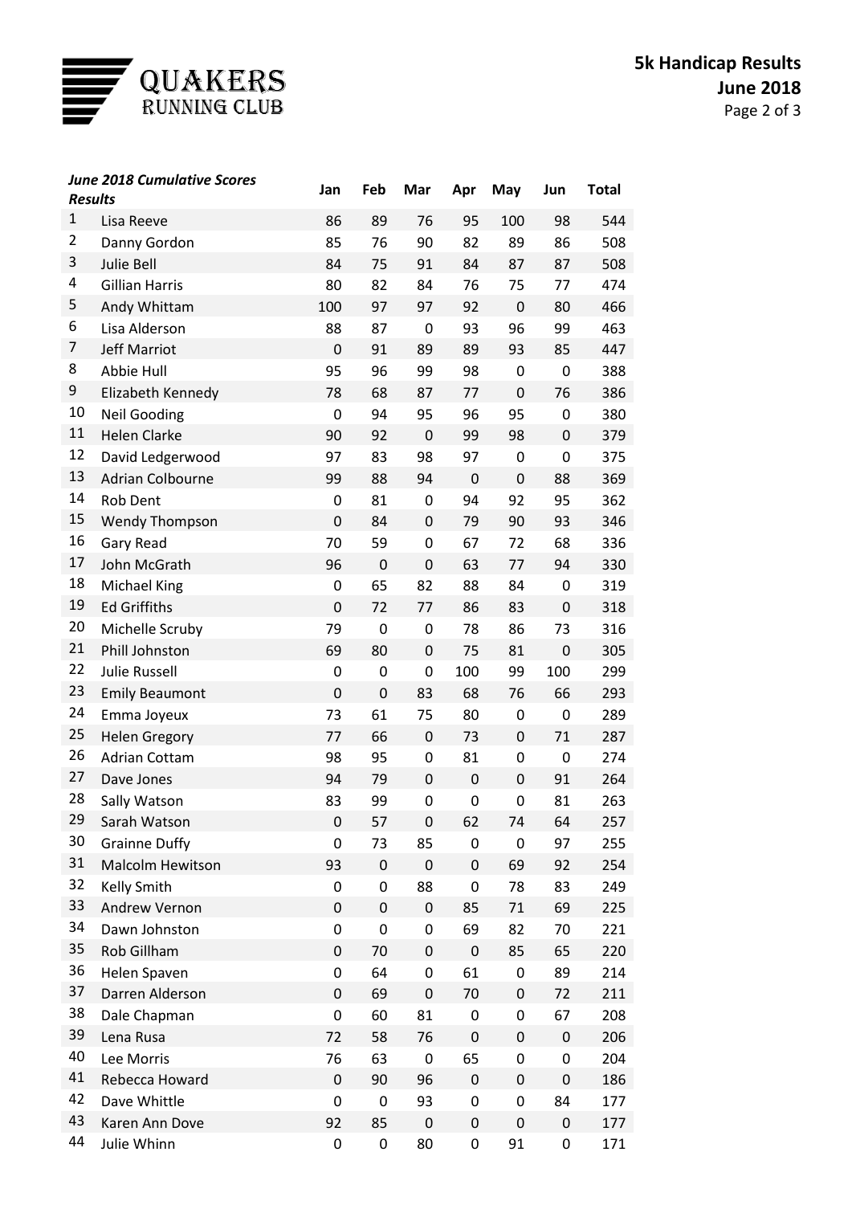# QUAKERS RUNNING CLUB

## 5k Handicap Results
## June 2018

| | *June 2018 Cumulative Scores Results* | Jan | Feb | Mar | Apr | May | Jun | Total |
|---|---|---|---|---|---|---|---|---|
| 1 | Lisa Reeve | 86 | 89 | 76 | 95 | 100 | 98 | 544 |
| 2 | Danny Gordon | 85 | 76 | 90 | 82 | 89 | 86 | 508 |
| 3 | Julie Bell | 84 | 75 | 91 | 84 | 87 | 87 | 508 |
| 4 | Gillian Harris | 80 | 82 | 84 | 76 | 75 | 77 | 474 |
| 5 | Andy Whittam | 100 | 97 | 97 | 92 | 0 | 80 | 466 |
| 6 | Lisa Alderson | 88 | 87 | 0 | 93 | 96 | 99 | 463 |
| 7 | Jeff Marriot | 0 | 91 | 89 | 89 | 93 | 85 | 447 |
| 8 | Abbie Hull | 95 | 96 | 99 | 98 | 0 | 0 | 388 |
| 9 | Elizabeth Kennedy | 78 | 68 | 87 | 77 | 0 | 76 | 386 |
| 10 | Neil Gooding | 0 | 94 | 95 | 96 | 95 | 0 | 380 |
| 11 | Helen Clarke | 90 | 92 | 0 | 99 | 98 | 0 | 379 |
| 12 | David Ledgerwood | 97 | 83 | 98 | 97 | 0 | 0 | 375 |
| 13 | Adrian Colbourne | 99 | 88 | 94 | 0 | 0 | 88 | 369 |
| 14 | Rob Dent | 0 | 81 | 0 | 94 | 92 | 95 | 362 |
| 15 | Wendy Thompson | 0 | 84 | 0 | 79 | 90 | 93 | 346 |
| 16 | Gary Read | 70 | 59 | 0 | 67 | 72 | 68 | 336 |
| 17 | John McGrath | 96 | 0 | 0 | 63 | 77 | 94 | 330 |
| 18 | Michael King | 0 | 65 | 82 | 88 | 84 | 0 | 319 |
| 19 | Ed Griffiths | 0 | 72 | 77 | 86 | 83 | 0 | 318 |
| 20 | Michelle Scruby | 79 | 0 | 0 | 78 | 86 | 73 | 316 |
| 21 | Phill Johnston | 69 | 80 | 0 | 75 | 81 | 0 | 305 |
| 22 | Julie Russell | 0 | 0 | 0 | 100 | 99 | 100 | 299 |
| 23 | Emily Beaumont | 0 | 0 | 83 | 68 | 76 | 66 | 293 |
| 24 | Emma Joyeux | 73 | 61 | 75 | 80 | 0 | 0 | 289 |
| 25 | Helen Gregory | 77 | 66 | 0 | 73 | 0 | 71 | 287 |
| 26 | Adrian Cottam | 98 | 95 | 0 | 81 | 0 | 0 | 274 |
| 27 | Dave Jones | 94 | 79 | 0 | 0 | 0 | 91 | 264 |
| 28 | Sally Watson | 83 | 99 | 0 | 0 | 0 | 81 | 263 |
| 29 | Sarah Watson | 0 | 57 | 0 | 62 | 74 | 64 | 257 |
| 30 | Grainne Duffy | 0 | 73 | 85 | 0 | 0 | 97 | 255 |
| 31 | Malcolm Hewitson | 93 | 0 | 0 | 0 | 69 | 92 | 254 |
| 32 | Kelly Smith | 0 | 0 | 88 | 0 | 78 | 83 | 249 |
| 33 | Andrew Vernon | 0 | 0 | 0 | 85 | 71 | 69 | 225 |
| 34 | Dawn Johnston | 0 | 0 | 0 | 69 | 82 | 70 | 221 |
| 35 | Rob Gillham | 0 | 70 | 0 | 0 | 85 | 65 | 220 |
| 36 | Helen Spaven | 0 | 64 | 0 | 61 | 0 | 89 | 214 |
| 37 | Darren Alderson | 0 | 69 | 0 | 70 | 0 | 72 | 211 |
| 38 | Dale Chapman | 0 | 60 | 81 | 0 | 0 | 67 | 208 |
| 39 | Lena Rusa | 72 | 58 | 76 | 0 | 0 | 0 | 206 |
| 40 | Lee Morris | 76 | 63 | 0 | 65 | 0 | 0 | 204 |
| 41 | Rebecca Howard | 0 | 90 | 96 | 0 | 0 | 0 | 186 |
| 42 | Dave Whittle | 0 | 0 | 93 | 0 | 0 | 84 | 177 |
| 43 | Karen Ann Dove | 92 | 85 | 0 | 0 | 0 | 0 | 177 |
| 44 | Julie Whinn | 0 | 0 | 80 | 0 | 91 | 0 | 171 |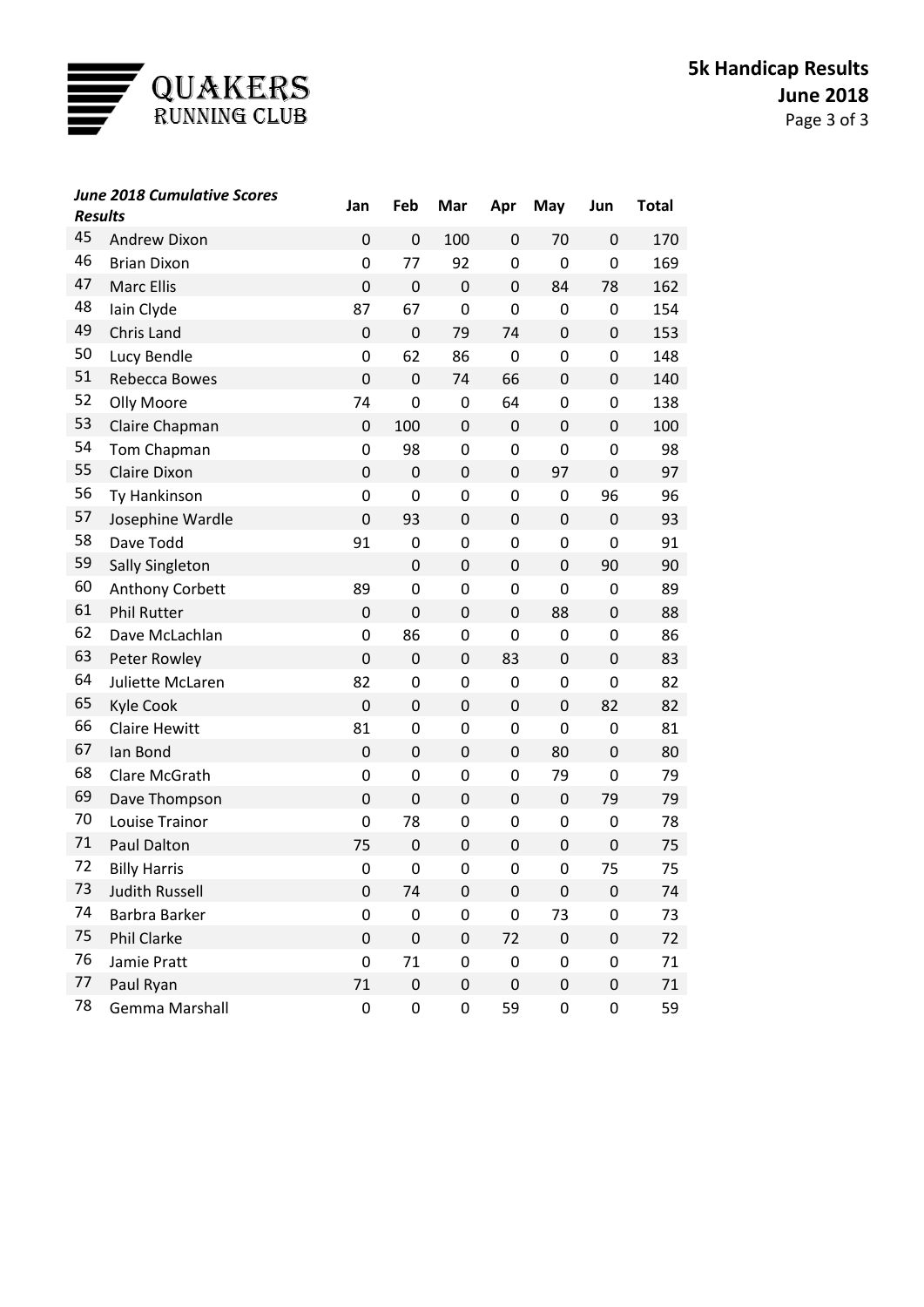## QUAKERS RUNNING CLUB

**5k Handicap Results**
**June 2018**

| ***June 2018 Cumulative Scores Results*** | | Jan | Feb | Mar | Apr | May | Jun | Total |
|---|---|---|---|---|---|---|---|---|
| 45 | Andrew Dixon | 0 | 0 | 100 | 0 | 70 | 0 | 170 |
| 46 | Brian Dixon | 0 | 77 | 92 | 0 | 0 | 0 | 169 |
| 47 | Marc Ellis | 0 | 0 | 0 | 0 | 84 | 78 | 162 |
| 48 | Iain Clyde | 87 | 67 | 0 | 0 | 0 | 0 | 154 |
| 49 | Chris Land | 0 | 0 | 79 | 74 | 0 | 0 | 153 |
| 50 | Lucy Bendle | 0 | 62 | 86 | 0 | 0 | 0 | 148 |
| 51 | Rebecca Bowes | 0 | 0 | 74 | 66 | 0 | 0 | 140 |
| 52 | Olly Moore | 74 | 0 | 0 | 64 | 0 | 0 | 138 |
| 53 | Claire Chapman | 0 | 100 | 0 | 0 | 0 | 0 | 100 |
| 54 | Tom Chapman | 0 | 98 | 0 | 0 | 0 | 0 | 98 |
| 55 | Claire Dixon | 0 | 0 | 0 | 0 | 97 | 0 | 97 |
| 56 | Ty Hankinson | 0 | 0 | 0 | 0 | 0 | 96 | 96 |
| 57 | Josephine Wardle | 0 | 93 | 0 | 0 | 0 | 0 | 93 |
| 58 | Dave Todd | 91 | 0 | 0 | 0 | 0 | 0 | 91 |
| 59 | Sally Singleton | | 0 | 0 | 0 | 0 | 90 | 90 |
| 60 | Anthony Corbett | 89 | 0 | 0 | 0 | 0 | 0 | 89 |
| 61 | Phil Rutter | 0 | 0 | 0 | 0 | 88 | 0 | 88 |
| 62 | Dave McLachlan | 0 | 86 | 0 | 0 | 0 | 0 | 86 |
| 63 | Peter Rowley | 0 | 0 | 0 | 83 | 0 | 0 | 83 |
| 64 | Juliette McLaren | 82 | 0 | 0 | 0 | 0 | 0 | 82 |
| 65 | Kyle Cook | 0 | 0 | 0 | 0 | 0 | 82 | 82 |
| 66 | Claire Hewitt | 81 | 0 | 0 | 0 | 0 | 0 | 81 |
| 67 | Ian Bond | 0 | 0 | 0 | 0 | 80 | 0 | 80 |
| 68 | Clare McGrath | 0 | 0 | 0 | 0 | 79 | 0 | 79 |
| 69 | Dave Thompson | 0 | 0 | 0 | 0 | 0 | 79 | 79 |
| 70 | Louise Trainor | 0 | 78 | 0 | 0 | 0 | 0 | 78 |
| 71 | Paul Dalton | 75 | 0 | 0 | 0 | 0 | 0 | 75 |
| 72 | Billy Harris | 0 | 0 | 0 | 0 | 0 | 75 | 75 |
| 73 | Judith Russell | 0 | 74 | 0 | 0 | 0 | 0 | 74 |
| 74 | Barbra Barker | 0 | 0 | 0 | 0 | 73 | 0 | 73 |
| 75 | Phil Clarke | 0 | 0 | 0 | 72 | 0 | 0 | 72 |
| 76 | Jamie Pratt | 0 | 71 | 0 | 0 | 0 | 0 | 71 |
| 77 | Paul Ryan | 71 | 0 | 0 | 0 | 0 | 0 | 71 |
| 78 | Gemma Marshall | 0 | 0 | 0 | 59 | 0 | 0 | 59 |